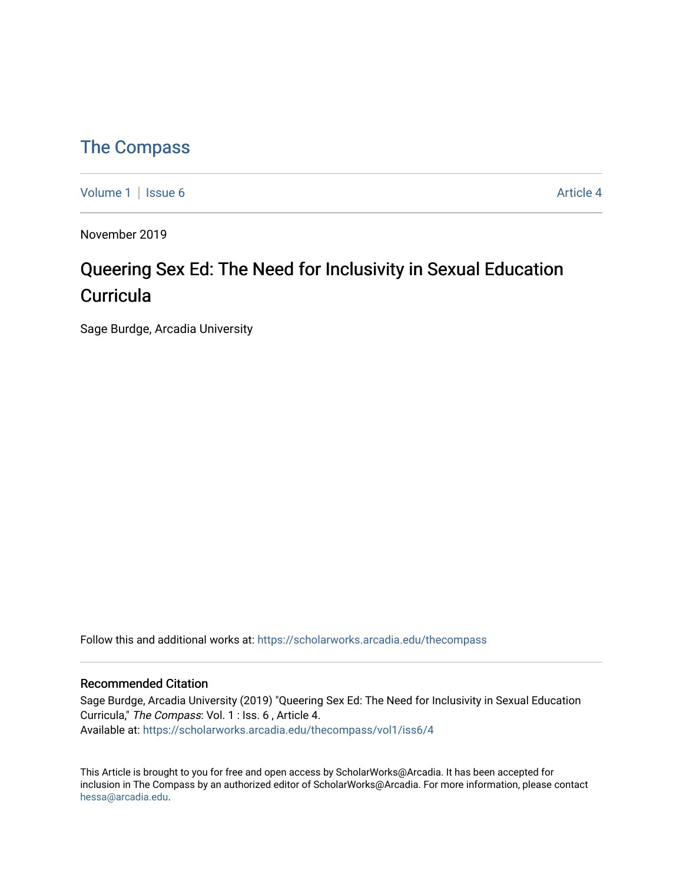# The Compass

Volume 1 | Issue 6 Article 4

November 2019

## Queering Sex Ed: The Need for Inclusivity in Sexual Education Curricula

Sage Burdge, Arcadia University

Follow this and additional works at: https://scholarworks.arcadia.edu/thecompass

### Recommended Citation

Sage Burdge, Arcadia University (2019) "Queering Sex Ed: The Need for Inclusivity in Sexual Education Curricula," *The Compass*: Vol. 1 : Iss. 6 , Article 4.
Available at: https://scholarworks.arcadia.edu/thecompass/vol1/iss6/4

This Article is brought to you for free and open access by ScholarWorks@Arcadia. It has been accepted for inclusion in The Compass by an authorized editor of ScholarWorks@Arcadia. For more information, please contact hessa@arcadia.edu.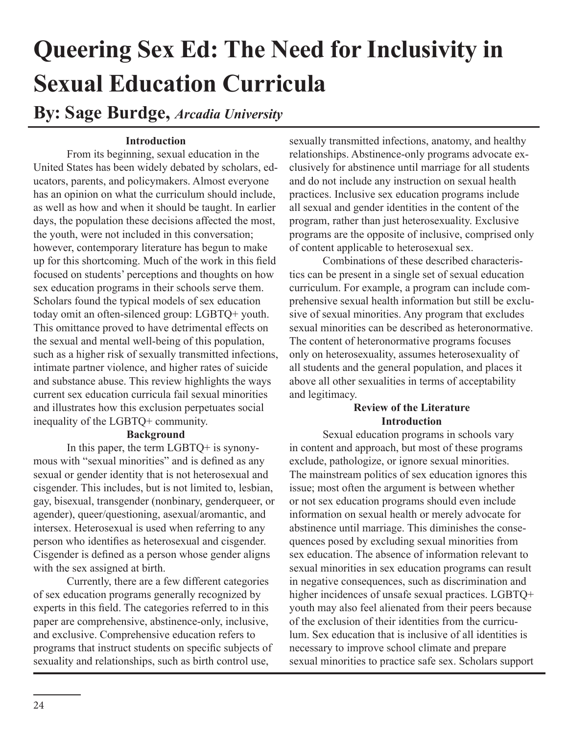# Queering Sex Ed: The Need for Inclusivity in Sexual Education Curricula

## By: Sage Burdge, *Arcadia University*

### Introduction

From its beginning, sexual education in the United States has been widely debated by scholars, educators, parents, and policymakers. Almost everyone has an opinion on what the curriculum should include, as well as how and when it should be taught. In earlier days, the population these decisions affected the most, the youth, were not included in this conversation; however, contemporary literature has begun to make up for this shortcoming. Much of the work in this field focused on students' perceptions and thoughts on how sex education programs in their schools serve them. Scholars found the typical models of sex education today omit an often-silenced group: LGBTQ+ youth. This omittance proved to have detrimental effects on the sexual and mental well-being of this population, such as a higher risk of sexually transmitted infections, intimate partner violence, and higher rates of suicide and substance abuse. This review highlights the ways current sex education curricula fail sexual minorities and illustrates how this exclusion perpetuates social inequality of the LGBTQ+ community.

### Background

In this paper, the term LGBTQ+ is synonymous with "sexual minorities" and is defined as any sexual or gender identity that is not heterosexual and cisgender. This includes, but is not limited to, lesbian, gay, bisexual, transgender (nonbinary, genderqueer, or agender), queer/questioning, asexual/aromantic, and intersex. Heterosexual is used when referring to any person who identifies as heterosexual and cisgender. Cisgender is defined as a person whose gender aligns with the sex assigned at birth.

Currently, there are a few different categories of sex education programs generally recognized by experts in this field. The categories referred to in this paper are comprehensive, abstinence-only, inclusive, and exclusive. Comprehensive education refers to programs that instruct students on specific subjects of sexuality and relationships, such as birth control use, sexually transmitted infections, anatomy, and healthy relationships. Abstinence-only programs advocate exclusively for abstinence until marriage for all students and do not include any instruction on sexual health practices. Inclusive sex education programs include all sexual and gender identities in the content of the program, rather than just heterosexuality. Exclusive programs are the opposite of inclusive, comprised only of content applicable to heterosexual sex.

Combinations of these described characteristics can be present in a single set of sexual education curriculum. For example, a program can include comprehensive sexual health information but still be exclusive of sexual minorities. Any program that excludes sexual minorities can be described as heteronormative. The content of heteronormative programs focuses only on heterosexuality, assumes heterosexuality of all students and the general population, and places it above all other sexualities in terms of acceptability and legitimacy.

### Review of the Literature

#### Introduction

Sexual education programs in schools vary in content and approach, but most of these programs exclude, pathologize, or ignore sexual minorities. The mainstream politics of sex education ignores this issue; most often the argument is between whether or not sex education programs should even include information on sexual health or merely advocate for abstinence until marriage. This diminishes the consequences posed by excluding sexual minorities from sex education. The absence of information relevant to sexual minorities in sex education programs can result in negative consequences, such as discrimination and higher incidences of unsafe sexual practices. LGBTQ+ youth may also feel alienated from their peers because of the exclusion of their identities from the curriculum. Sex education that is inclusive of all identities is necessary to improve school climate and prepare sexual minorities to practice safe sex. Scholars support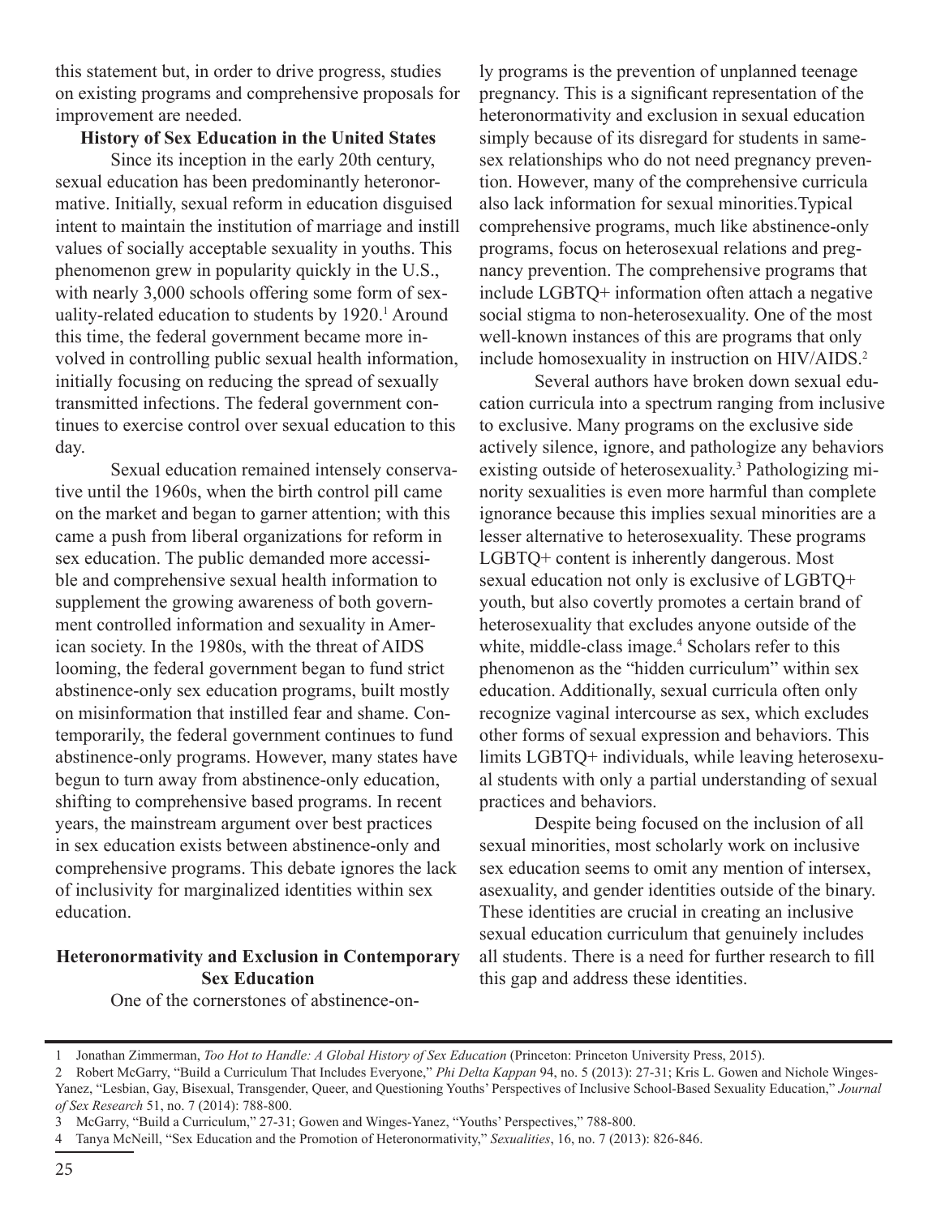this statement but, in order to drive progress, studies on existing programs and comprehensive proposals for improvement are needed.

## History of Sex Education in the United States

Since its inception in the early 20th century, sexual education has been predominantly heteronormative. Initially, sexual reform in education disguised intent to maintain the institution of marriage and instill values of socially acceptable sexuality in youths. This phenomenon grew in popularity quickly in the U.S., with nearly 3,000 schools offering some form of sexuality-related education to students by 1920.[1] Around this time, the federal government became more involved in controlling public sexual health information, initially focusing on reducing the spread of sexually transmitted infections. The federal government continues to exercise control over sexual education to this day.

Sexual education remained intensely conservative until the 1960s, when the birth control pill came on the market and began to garner attention; with this came a push from liberal organizations for reform in sex education. The public demanded more accessible and comprehensive sexual health information to supplement the growing awareness of both government controlled information and sexuality in American society. In the 1980s, with the threat of AIDS looming, the federal government began to fund strict abstinence-only sex education programs, built mostly on misinformation that instilled fear and shame. Contemporarily, the federal government continues to fund abstinence-only programs. However, many states have begun to turn away from abstinence-only education, shifting to comprehensive based programs. In recent years, the mainstream argument over best practices in sex education exists between abstinence-only and comprehensive programs. This debate ignores the lack of inclusivity for marginalized identities within sex education.

## Heteronormativity and Exclusion in Contemporary Sex Education

One of the cornerstones of abstinence-only programs is the prevention of unplanned teenage pregnancy. This is a significant representation of the heteronormativity and exclusion in sexual education simply because of its disregard for students in same-sex relationships who do not need pregnancy prevention. However, many of the comprehensive curricula also lack information for sexual minorities.Typical comprehensive programs, much like abstinence-only programs, focus on heterosexual relations and pregnancy prevention. The comprehensive programs that include LGBTQ+ information often attach a negative social stigma to non-heterosexuality. One of the most well-known instances of this are programs that only include homosexuality in instruction on HIV/AIDS.[2]

Several authors have broken down sexual education curricula into a spectrum ranging from inclusive to exclusive. Many programs on the exclusive side actively silence, ignore, and pathologize any behaviors existing outside of heterosexuality.[3] Pathologizing minority sexualities is even more harmful than complete ignorance because this implies sexual minorities are a lesser alternative to heterosexuality. These programs LGBTQ+ content is inherently dangerous. Most sexual education not only is exclusive of LGBTQ+ youth, but also covertly promotes a certain brand of heterosexuality that excludes anyone outside of the white, middle-class image.[4] Scholars refer to this phenomenon as the "hidden curriculum" within sex education. Additionally, sexual curricula often only recognize vaginal intercourse as sex, which excludes other forms of sexual expression and behaviors. This limits LGBTQ+ individuals, while leaving heterosexual students with only a partial understanding of sexual practices and behaviors.

Despite being focused on the inclusion of all sexual minorities, most scholarly work on inclusive sex education seems to omit any mention of intersex, asexuality, and gender identities outside of the binary. These identities are crucial in creating an inclusive sexual education curriculum that genuinely includes all students. There is a need for further research to fill this gap and address these identities.

---

1 Jonathan Zimmerman, *Too Hot to Handle: A Global History of Sex Education* (Princeton: Princeton University Press, 2015).

2 Robert McGarry, "Build a Curriculum That Includes Everyone," *Phi Delta Kappan* 94, no. 5 (2013): 27-31; Kris L. Gowen and Nichole Winges-Yanez, "Lesbian, Gay, Bisexual, Transgender, Queer, and Questioning Youths' Perspectives of Inclusive School-Based Sexuality Education," *Journal of Sex Research* 51, no. 7 (2014): 788-800.

3 McGarry, "Build a Curriculum," 27-31; Gowen and Winges-Yanez, "Youths' Perspectives," 788-800.

4 Tanya McNeill, "Sex Education and the Promotion of Heteronormativity," *Sexualities*, 16, no. 7 (2013): 826-846.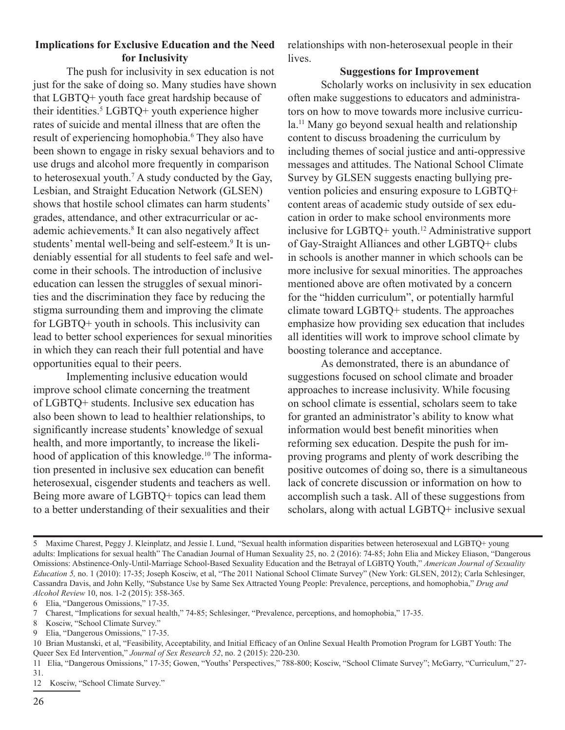### Implications for Exclusive Education and the Need for Inclusivity

The push for inclusivity in sex education is not just for the sake of doing so. Many studies have shown that LGBTQ+ youth face great hardship because of their identities.[5] LGBTQ+ youth experience higher rates of suicide and mental illness that are often the result of experiencing homophobia.[6] They also have been shown to engage in risky sexual behaviors and to use drugs and alcohol more frequently in comparison to heterosexual youth.[7] A study conducted by the Gay, Lesbian, and Straight Education Network (GLSEN) shows that hostile school climates can harm students' grades, attendance, and other extracurricular or academic achievements.[8] It can also negatively affect students' mental well-being and self-esteem.[9] It is undeniably essential for all students to feel safe and welcome in their schools. The introduction of inclusive education can lessen the struggles of sexual minorities and the discrimination they face by reducing the stigma surrounding them and improving the climate for LGBTQ+ youth in schools. This inclusivity can lead to better school experiences for sexual minorities in which they can reach their full potential and have opportunities equal to their peers.

Implementing inclusive education would improve school climate concerning the treatment of LGBTQ+ students. Inclusive sex education has also been shown to lead to healthier relationships, to significantly increase students' knowledge of sexual health, and more importantly, to increase the likelihood of application of this knowledge.[10] The information presented in inclusive sex education can benefit heterosexual, cisgender students and teachers as well. Being more aware of LGBTQ+ topics can lead them to a better understanding of their sexualities and their relationships with non-heterosexual people in their lives.

### Suggestions for Improvement

Scholarly works on inclusivity in sex education often make suggestions to educators and administrators on how to move towards more inclusive curricula.[11] Many go beyond sexual health and relationship content to discuss broadening the curriculum by including themes of social justice and anti-oppressive messages and attitudes. The National School Climate Survey by GLSEN suggests enacting bullying prevention policies and ensuring exposure to LGBTQ+ content areas of academic study outside of sex education in order to make school environments more inclusive for LGBTQ+ youth.[12] Administrative support of Gay-Straight Alliances and other LGBTQ+ clubs in schools is another manner in which schools can be more inclusive for sexual minorities. The approaches mentioned above are often motivated by a concern for the "hidden curriculum", or potentially harmful climate toward LGBTQ+ students. The approaches emphasize how providing sex education that includes all identities will work to improve school climate by boosting tolerance and acceptance.

As demonstrated, there is an abundance of suggestions focused on school climate and broader approaches to increase inclusivity. While focusing on school climate is essential, scholars seem to take for granted an administrator's ability to know what information would best benefit minorities when reforming sex education. Despite the push for improving programs and plenty of work describing the positive outcomes of doing so, there is a simultaneous lack of concrete discussion or information on how to accomplish such a task. All of these suggestions from scholars, along with actual LGBTQ+ inclusive sexual

---

5 Maxime Charest, Peggy J. Kleinplatz, and Jessie I. Lund, "Sexual health information disparities between heterosexual and LGBTQ+ young adults: Implications for sexual health" The Canadian Journal of Human Sexuality 25, no. 2 (2016): 74-85; John Elia and Mickey Eliason, "Dangerous Omissions: Abstinence-Only-Until-Marriage School-Based Sexuality Education and the Betrayal of LGBTQ Youth," *American Journal of Sexuality Education 5,* no. 1 (2010): 17-35; Joseph Kosciw, et al, "The 2011 National School Climate Survey" (New York: GLSEN, 2012); Carla Schlesinger, Cassandra Davis, and John Kelly, "Substance Use by Same Sex Attracted Young People: Prevalence, perceptions, and homophobia," *Drug and Alcohol Review* 10, nos. 1-2 (2015): 358-365.

6 Elia, "Dangerous Omissions," 17-35.

7 Charest, "Implications for sexual health," 74-85; Schlesinger, "Prevalence, perceptions, and homophobia," 17-35.

8 Kosciw, "School Climate Survey."

9 Elia, "Dangerous Omissions," 17-35.

10 Brian Mustanski, et al, "Feasibility, Acceptability, and Initial Efficacy of an Online Sexual Health Promotion Program for LGBT Youth: The Queer Sex Ed Intervention," *Journal of Sex Research 52*, no. 2 (2015): 220-230.

11 Elia, "Dangerous Omissions," 17-35; Gowen, "Youths' Perspectives," 788-800; Kosciw, "School Climate Survey"; McGarry, "Curriculum," 27-31.

12 Kosciw, "School Climate Survey."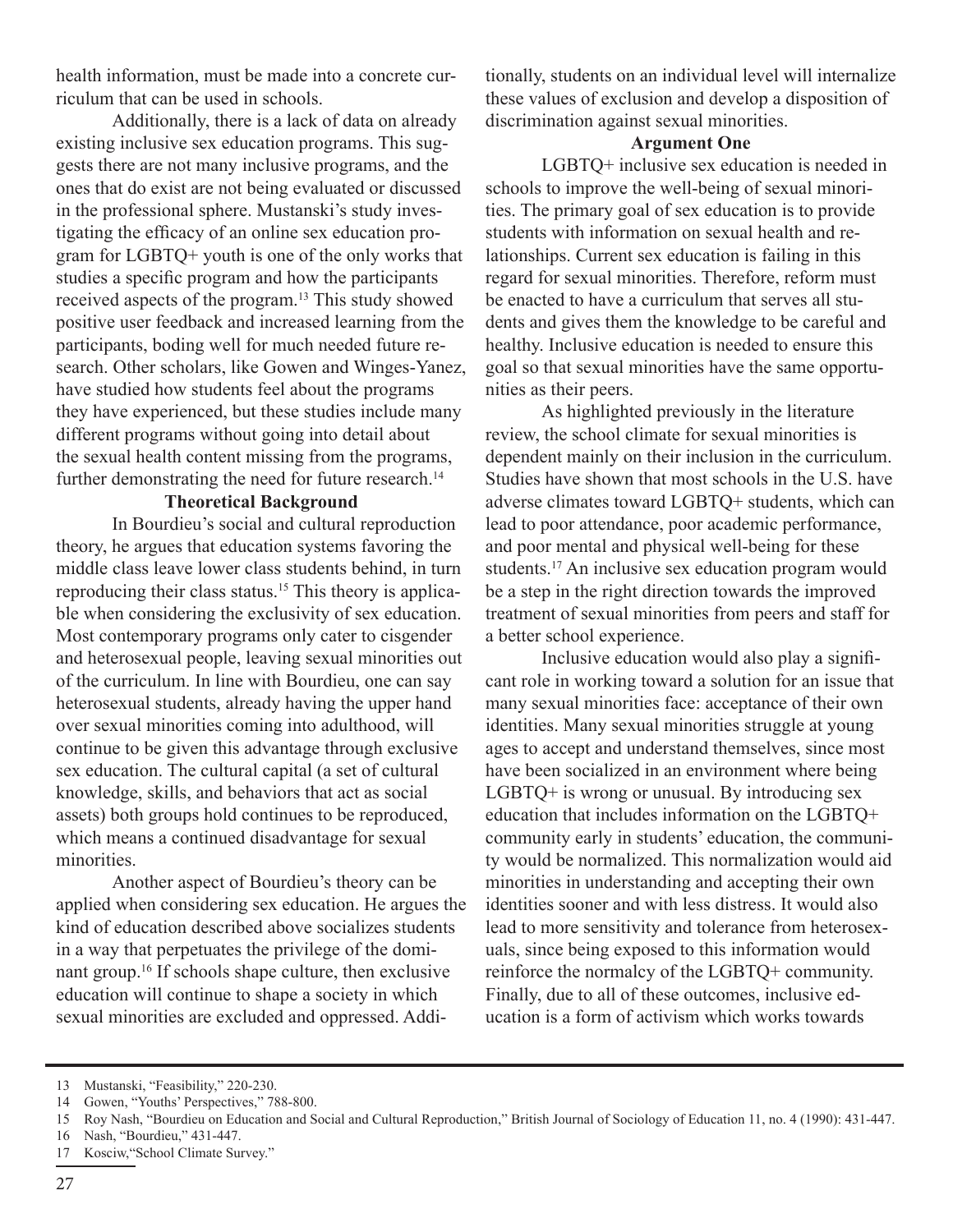health information, must be made into a concrete curriculum that can be used in schools.

Additionally, there is a lack of data on already existing inclusive sex education programs. This suggests there are not many inclusive programs, and the ones that do exist are not being evaluated or discussed in the professional sphere. Mustanski's study investigating the efficacy of an online sex education program for LGBTQ+ youth is one of the only works that studies a specific program and how the participants received aspects of the program.[13] This study showed positive user feedback and increased learning from the participants, boding well for much needed future research. Other scholars, like Gowen and Winges-Yanez, have studied how students feel about the programs they have experienced, but these studies include many different programs without going into detail about the sexual health content missing from the programs, further demonstrating the need for future research.[14]

**Theoretical Background**

In Bourdieu's social and cultural reproduction theory, he argues that education systems favoring the middle class leave lower class students behind, in turn reproducing their class status.[15] This theory is applicable when considering the exclusivity of sex education. Most contemporary programs only cater to cisgender and heterosexual people, leaving sexual minorities out of the curriculum. In line with Bourdieu, one can say heterosexual students, already having the upper hand over sexual minorities coming into adulthood, will continue to be given this advantage through exclusive sex education. The cultural capital (a set of cultural knowledge, skills, and behaviors that act as social assets) both groups hold continues to be reproduced, which means a continued disadvantage for sexual minorities.

Another aspect of Bourdieu's theory can be applied when considering sex education. He argues the kind of education described above socializes students in a way that perpetuates the privilege of the dominant group.[16] If schools shape culture, then exclusive education will continue to shape a society in which sexual minorities are excluded and oppressed. Additionally, students on an individual level will internalize these values of exclusion and develop a disposition of discrimination against sexual minorities.

**Argument One**

LGBTQ+ inclusive sex education is needed in schools to improve the well-being of sexual minorities. The primary goal of sex education is to provide students with information on sexual health and relationships. Current sex education is failing in this regard for sexual minorities. Therefore, reform must be enacted to have a curriculum that serves all students and gives them the knowledge to be careful and healthy. Inclusive education is needed to ensure this goal so that sexual minorities have the same opportunities as their peers.

As highlighted previously in the literature review, the school climate for sexual minorities is dependent mainly on their inclusion in the curriculum. Studies have shown that most schools in the U.S. have adverse climates toward LGBTQ+ students, which can lead to poor attendance, poor academic performance, and poor mental and physical well-being for these students.[17] An inclusive sex education program would be a step in the right direction towards the improved treatment of sexual minorities from peers and staff for a better school experience.

Inclusive education would also play a significant role in working toward a solution for an issue that many sexual minorities face: acceptance of their own identities. Many sexual minorities struggle at young ages to accept and understand themselves, since most have been socialized in an environment where being LGBTQ+ is wrong or unusual. By introducing sex education that includes information on the LGBTQ+ community early in students' education, the community would be normalized. This normalization would aid minorities in understanding and accepting their own identities sooner and with less distress. It would also lead to more sensitivity and tolerance from heterosexuals, since being exposed to this information would reinforce the normalcy of the LGBTQ+ community. Finally, due to all of these outcomes, inclusive education is a form of activism which works towards

---

13 Mustanski, "Feasibility," 220-230.

14 Gowen, "Youths' Perspectives," 788-800.

15 Roy Nash, "Bourdieu on Education and Social and Cultural Reproduction," British Journal of Sociology of Education 11, no. 4 (1990): 431-447.

16 Nash, "Bourdieu," 431-447.

17 Kosciw,"School Climate Survey."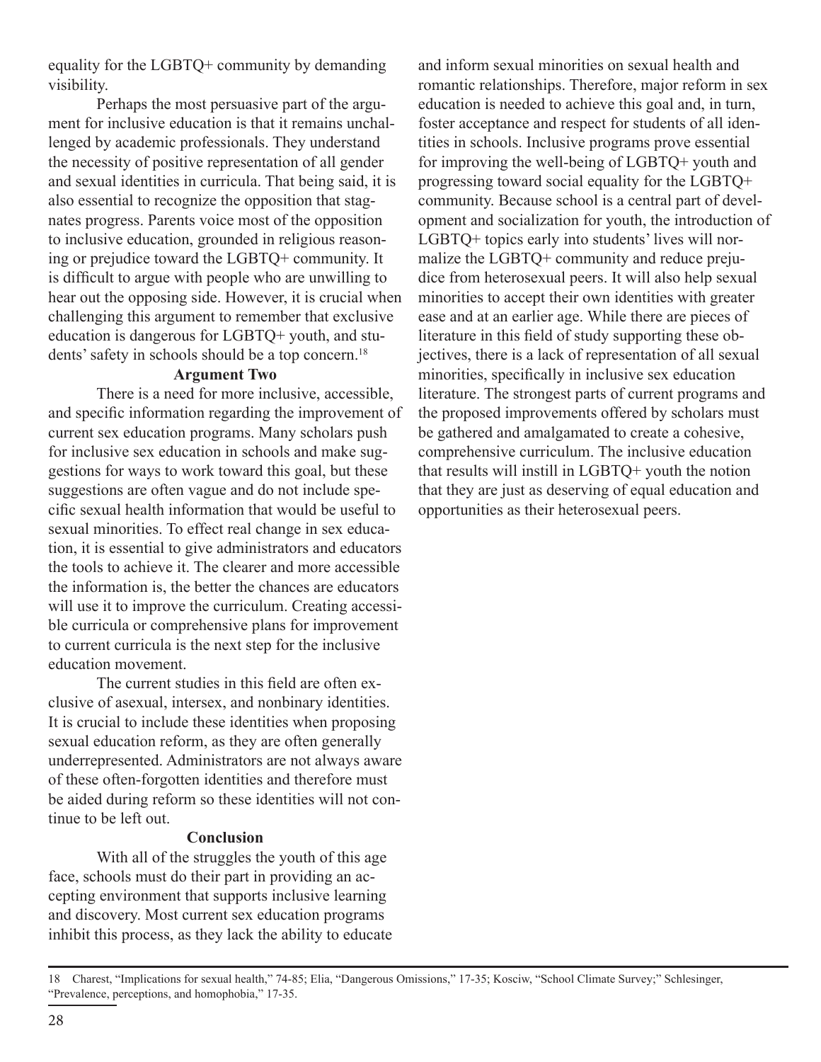equality for the LGBTQ+ community by demanding visibility.

Perhaps the most persuasive part of the argument for inclusive education is that it remains unchallenged by academic professionals. They understand the necessity of positive representation of all gender and sexual identities in curricula. That being said, it is also essential to recognize the opposition that stagnates progress. Parents voice most of the opposition to inclusive education, grounded in religious reasoning or prejudice toward the LGBTQ+ community. It is difficult to argue with people who are unwilling to hear out the opposing side. However, it is crucial when challenging this argument to remember that exclusive education is dangerous for LGBTQ+ youth, and students' safety in schools should be a top concern.[18]

### Argument Two

There is a need for more inclusive, accessible, and specific information regarding the improvement of current sex education programs. Many scholars push for inclusive sex education in schools and make suggestions for ways to work toward this goal, but these suggestions are often vague and do not include specific sexual health information that would be useful to sexual minorities. To effect real change in sex education, it is essential to give administrators and educators the tools to achieve it. The clearer and more accessible the information is, the better the chances are educators will use it to improve the curriculum. Creating accessible curricula or comprehensive plans for improvement to current curricula is the next step for the inclusive education movement.

The current studies in this field are often exclusive of asexual, intersex, and nonbinary identities. It is crucial to include these identities when proposing sexual education reform, as they are often generally underrepresented. Administrators are not always aware of these often-forgotten identities and therefore must be aided during reform so these identities will not continue to be left out.

### Conclusion

With all of the struggles the youth of this age face, schools must do their part in providing an accepting environment that supports inclusive learning and discovery. Most current sex education programs inhibit this process, as they lack the ability to educate and inform sexual minorities on sexual health and romantic relationships. Therefore, major reform in sex education is needed to achieve this goal and, in turn, foster acceptance and respect for students of all identities in schools. Inclusive programs prove essential for improving the well-being of LGBTQ+ youth and progressing toward social equality for the LGBTQ+ community. Because school is a central part of development and socialization for youth, the introduction of LGBTQ+ topics early into students' lives will normalize the LGBTQ+ community and reduce prejudice from heterosexual peers. It will also help sexual minorities to accept their own identities with greater ease and at an earlier age. While there are pieces of literature in this field of study supporting these objectives, there is a lack of representation of all sexual minorities, specifically in inclusive sex education literature. The strongest parts of current programs and the proposed improvements offered by scholars must be gathered and amalgamated to create a cohesive, comprehensive curriculum. The inclusive education that results will instill in LGBTQ+ youth the notion that they are just as deserving of equal education and opportunities as their heterosexual peers.

---

18 Charest, "Implications for sexual health," 74-85; Elia, "Dangerous Omissions," 17-35; Kosciw, "School Climate Survey;" Schlesinger, "Prevalence, perceptions, and homophobia," 17-35.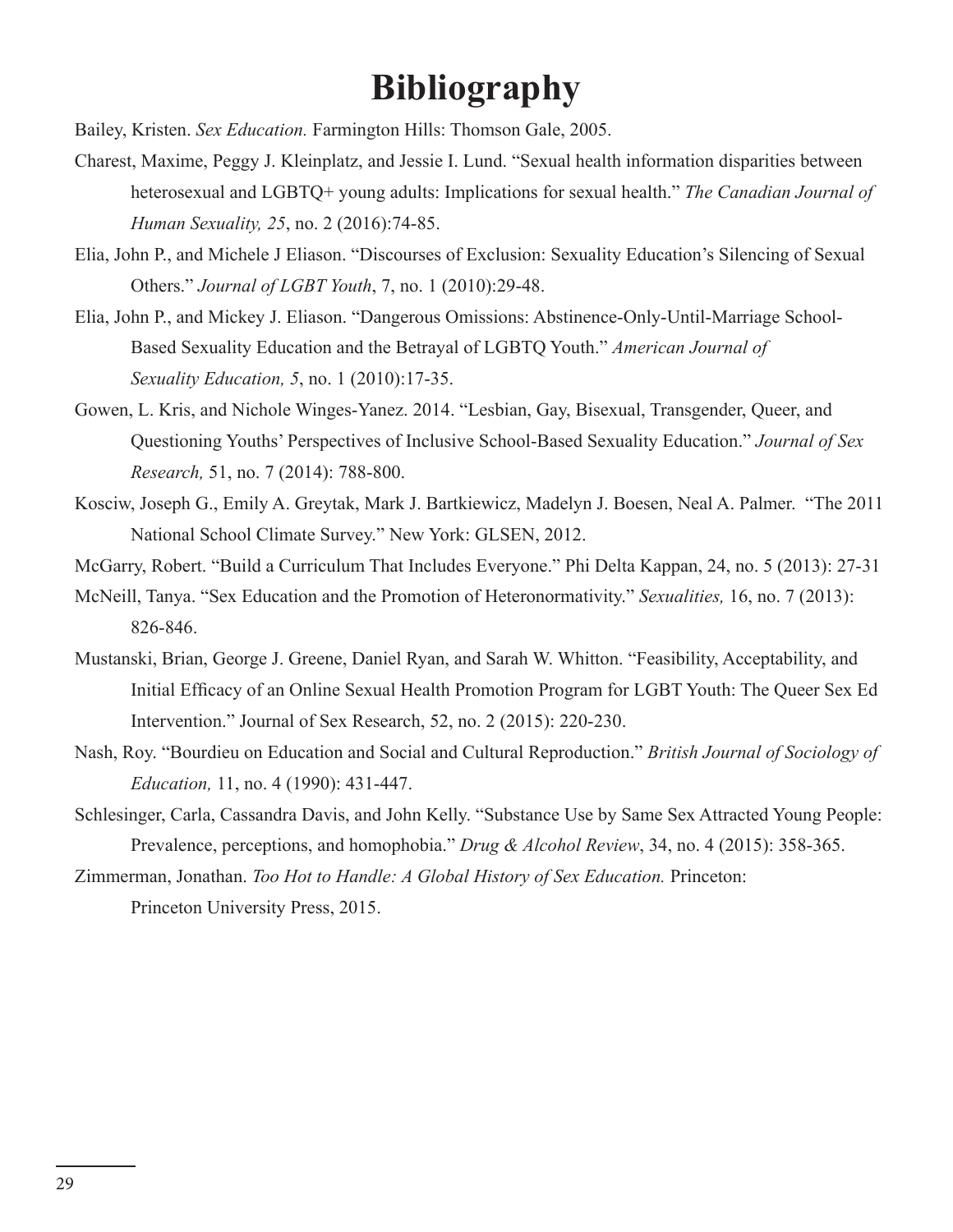# Bibliography

Bailey, Kristen. *Sex Education.* Farmington Hills: Thomson Gale, 2005.

Charest, Maxime, Peggy J. Kleinplatz, and Jessie I. Lund. "Sexual health information disparities between heterosexual and LGBTQ+ young adults: Implications for sexual health." *The Canadian Journal of Human Sexuality, 25*, no. 2 (2016):74-85.

Elia, John P., and Michele J Eliason. "Discourses of Exclusion: Sexuality Education's Silencing of Sexual Others." *Journal of LGBT Youth*, 7, no. 1 (2010):29-48.

Elia, John P., and Mickey J. Eliason. "Dangerous Omissions: Abstinence-Only-Until-Marriage School-Based Sexuality Education and the Betrayal of LGBTQ Youth." *American Journal of Sexuality Education, 5*, no. 1 (2010):17-35.

Gowen, L. Kris, and Nichole Winges-Yanez. 2014. "Lesbian, Gay, Bisexual, Transgender, Queer, and Questioning Youths' Perspectives of Inclusive School-Based Sexuality Education." *Journal of Sex Research,* 51, no. 7 (2014): 788-800.

Kosciw, Joseph G., Emily A. Greytak, Mark J. Bartkiewicz, Madelyn J. Boesen, Neal A. Palmer. "The 2011 National School Climate Survey." New York: GLSEN, 2012.

McGarry, Robert. "Build a Curriculum That Includes Everyone." Phi Delta Kappan, 24, no. 5 (2013): 27-31

McNeill, Tanya. "Sex Education and the Promotion of Heteronormativity." *Sexualities,* 16, no. 7 (2013): 826-846.

Mustanski, Brian, George J. Greene, Daniel Ryan, and Sarah W. Whitton. "Feasibility, Acceptability, and Initial Efficacy of an Online Sexual Health Promotion Program for LGBT Youth: The Queer Sex Ed Intervention." Journal of Sex Research, 52, no. 2 (2015): 220-230.

Nash, Roy. "Bourdieu on Education and Social and Cultural Reproduction." *British Journal of Sociology of Education,* 11, no. 4 (1990): 431-447.

Schlesinger, Carla, Cassandra Davis, and John Kelly. "Substance Use by Same Sex Attracted Young People: Prevalence, perceptions, and homophobia." *Drug & Alcohol Review*, 34, no. 4 (2015): 358-365.

Zimmerman, Jonathan. *Too Hot to Handle: A Global History of Sex Education.* Princeton: Princeton University Press, 2015.